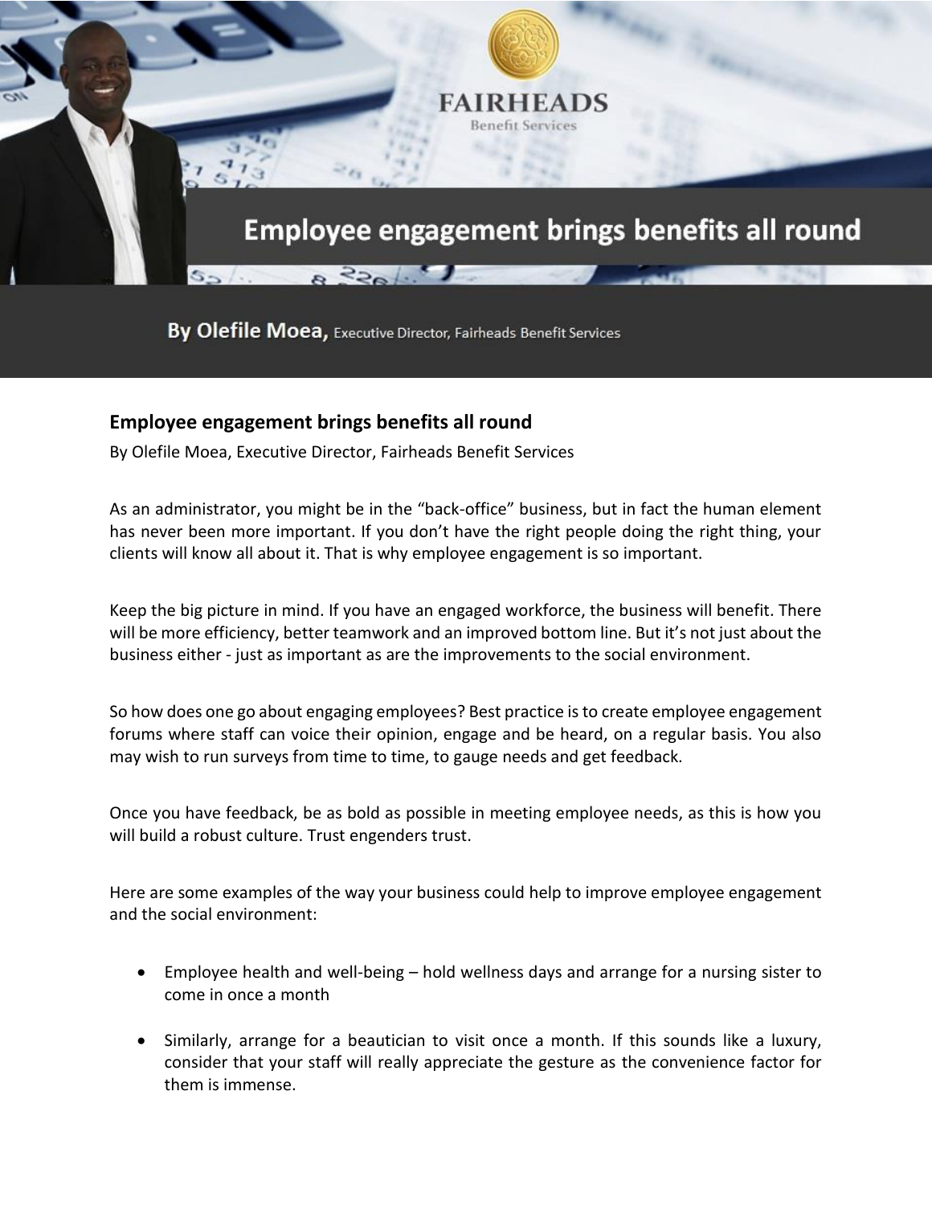# Employee engagement brings benefits all round

By Olefile Moea, Executive Director, Fairheads Benefit Services

As an administrator, you might be in the "back-office" business, but in fact the human element has never been more important. If you don't have the right people doing the right thing, your clients will know all about it. That is why employee engagement is so important.

Keep the big picture in mind. If you have an engaged workforce, the business will benefit. There will be more efficiency, better teamwork and an improved bottom line. But it's not just about the business either - just as important as are the improvements to the social environment.

So how does one go about engaging employees? Best practice is to create employee engagement forums where staff can voice their opinion, engage and be heard, on a regular basis. You also may wish to run surveys from time to time, to gauge needs and get feedback.

Once you have feedback, be as bold as possible in meeting employee needs, as this is how you will build a robust culture. Trust engenders trust.

Here are some examples of the way your business could help to improve employee engagement and the social environment:

- Employee health and well-being – hold wellness days and arrange for a nursing sister to come in once a month
- Similarly, arrange for a beautician to visit once a month. If this sounds like a luxury, consider that your staff will really appreciate the gesture as the convenience factor for them is immense.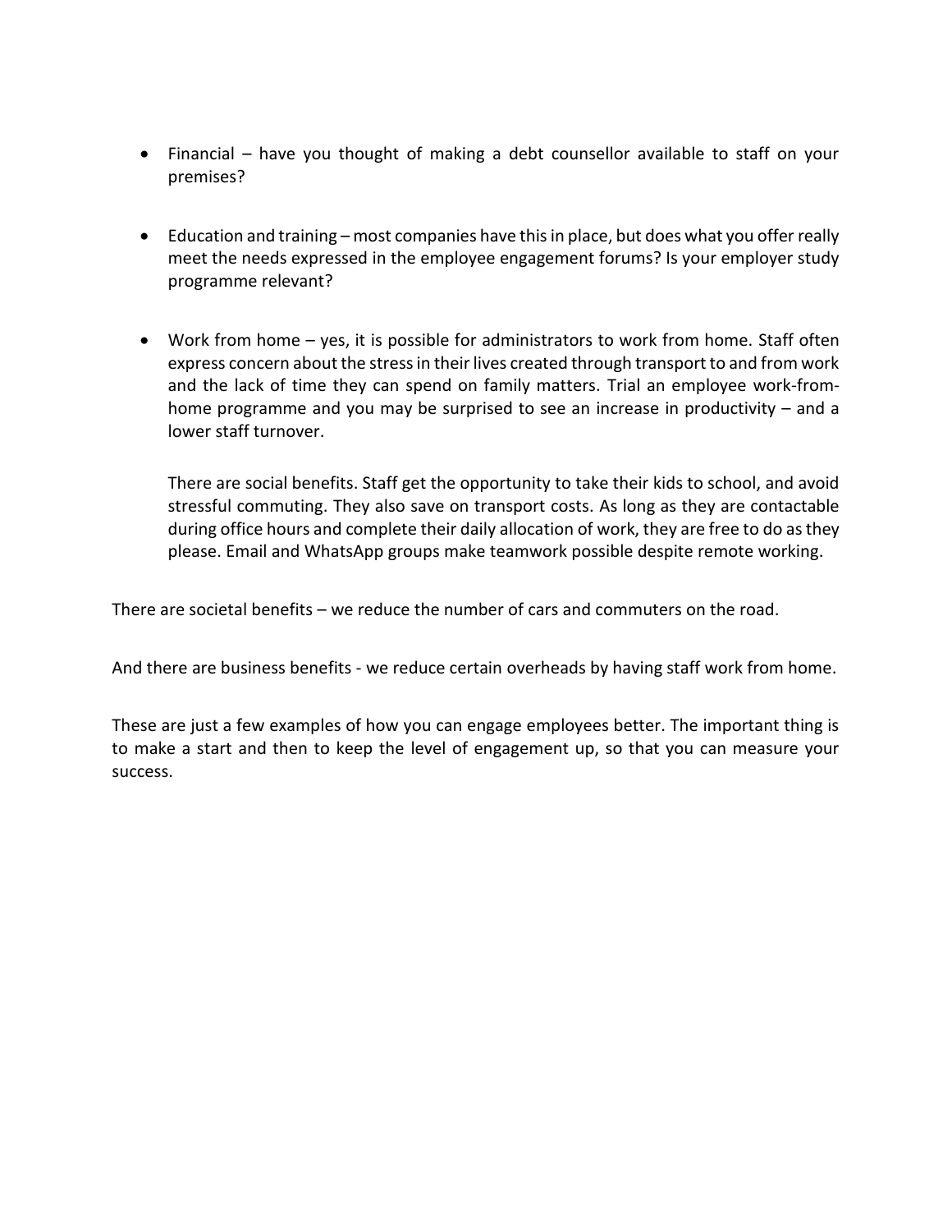- Financial – have you thought of making a debt counsellor available to staff on your premises?

- Education and training – most companies have this in place, but does what you offer really meet the needs expressed in the employee engagement forums? Is your employer study programme relevant?

- Work from home – yes, it is possible for administrators to work from home. Staff often express concern about the stress in their lives created through transport to and from work and the lack of time they can spend on family matters. Trial an employee work-from-home programme and you may be surprised to see an increase in productivity – and a lower staff turnover.

  There are social benefits. Staff get the opportunity to take their kids to school, and avoid stressful commuting. They also save on transport costs. As long as they are contactable during office hours and complete their daily allocation of work, they are free to do as they please. Email and WhatsApp groups make teamwork possible despite remote working.

There are societal benefits – we reduce the number of cars and commuters on the road.

And there are business benefits - we reduce certain overheads by having staff work from home.

These are just a few examples of how you can engage employees better. The important thing is to make a start and then to keep the level of engagement up, so that you can measure your success.